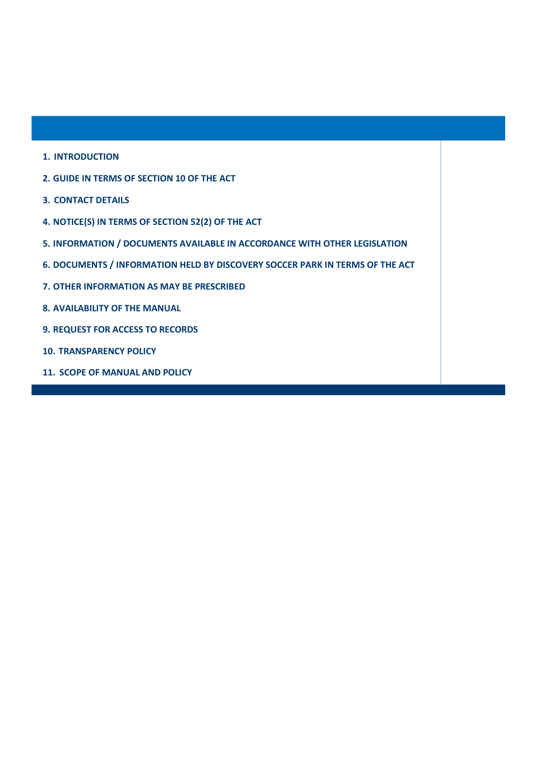1. **INTRODUCTION**
2. **GUIDE IN TERMS OF SECTION 10 OF THE ACT**
3. **CONTACT DETAILS**
4. **NOTICE(S) IN TERMS OF SECTION 52(2) OF THE ACT**
5. **INFORMATION / DOCUMENTS AVAILABLE IN ACCORDANCE WITH OTHER LEGISLATION**
6. **DOCUMENTS / INFORMATION HELD BY DISCOVERY SOCCER PARK IN TERMS OF THE ACT**
7. **OTHER INFORMATION AS MAY BE PRESCRIBED**
8. **AVAILABILITY OF THE MANUAL**
9. **REQUEST FOR ACCESS TO RECORDS**
10. **TRANSPARENCY POLICY**
11. **SCOPE OF MANUAL AND POLICY**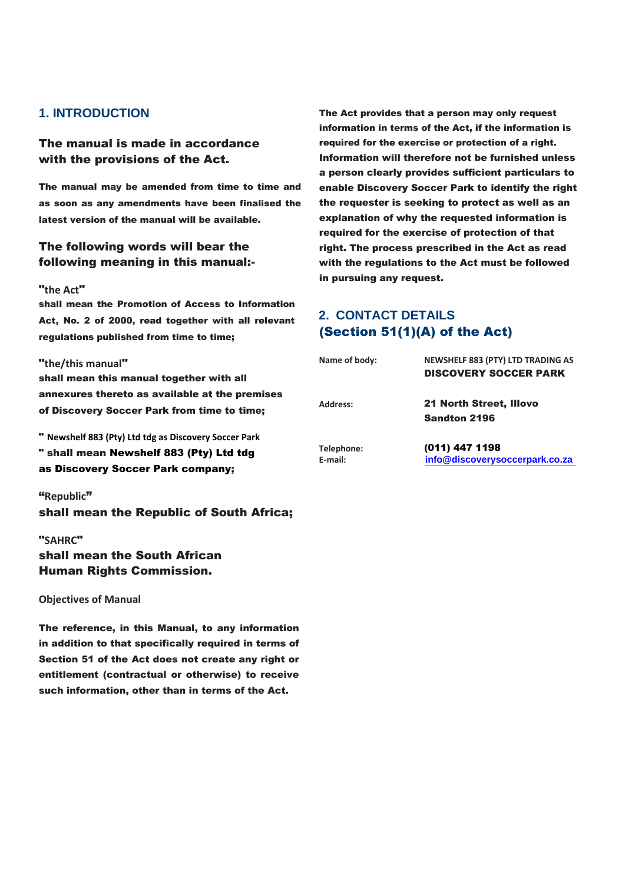## 1. INTRODUCTION

**The manual is made in accordance with the provisions of the Act.**

**The manual may be amended from time to time and as soon as any amendments have been finalised the latest version of the manual will be available.**

**The following words will bear the following meaning in this manual:-**

**"the Act"**
**shall mean the Promotion of Access to Information Act, No. 2 of 2000, read together with all relevant regulations published from time to time;**

**"the/this manual"**
**shall mean this manual together with all annexures thereto as available at the premises of Discovery Soccer Park from time to time;**

**" Newshelf 883 (Pty) Ltd tdg as Discovery Soccer Park " shall mean Newshelf 883 (Pty) Ltd tdg as Discovery Soccer Park company;**

**"Republic"**
**shall mean the Republic of South Africa;**

**"SAHRC"**
**shall mean the South African Human Rights Commission.**

**Objectives of Manual**

**The reference, in this Manual, to any information in addition to that specifically required in terms of Section 51 of the Act does not create any right or entitlement (contractual or otherwise) to receive such information, other than in terms of the Act.**

**The Act provides that a person may only request information in terms of the Act, if the information is required for the exercise or protection of a right. Information will therefore not be furnished unless a person clearly provides sufficient particulars to enable Discovery Soccer Park to identify the right the requester is seeking to protect as well as an explanation of why the requested information is required for the exercise of protection of that right. The process prescribed in the Act as read with the regulations to the Act must be followed in pursuing any request.**

## 2. CONTACT DETAILS (Section 51(1)(A) of the Act)

| | |
|---|---|
| Name of body: | NEWSHELF 883 (PTY) LTD TRADING AS **DISCOVERY SOCCER PARK** |
| Address: | **21 North Street, Illovo Sandton 2196** |
| Telephone: | **(011) 447 1198** |
| E-mail: | info@discoverysoccerpark.co.za |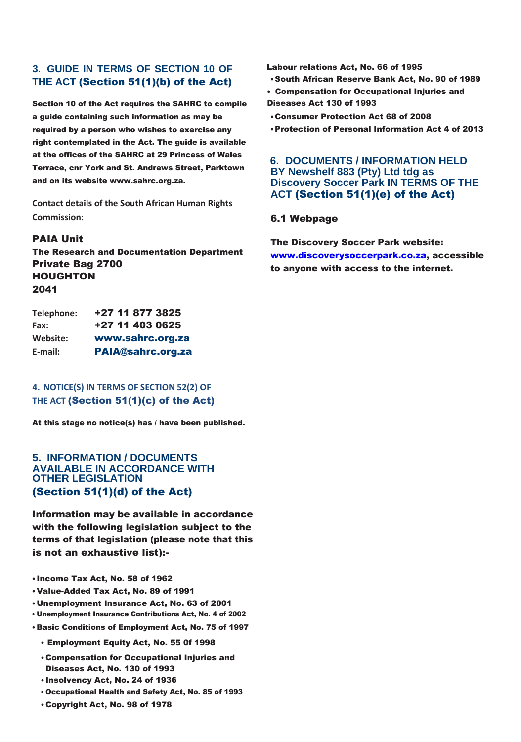## 3. GUIDE IN TERMS OF SECTION 10 OF THE ACT (Section 51(1)(b) of the Act)

**Section 10 of the Act requires the SAHRC to compile a guide containing such information as may be required by a person who wishes to exercise any right contemplated in the Act. The guide is available at the offices of the SAHRC at 29 Princess of Wales Terrace, cnr York and St. Andrews Street, Parktown and on its website www.sahrc.org.za.**

**Contact details of the South African Human Rights Commission:**

**PAIA Unit**
**The Research and Documentation Department**
**Private Bag 2700**
**HOUGHTON**
**2041**

| | |
|---|---|
| **Telephone:** | **+27 11 877 3825** |
| **Fax:** | **+27 11 403 0625** |
| **Website:** | **www.sahrc.org.za** |
| **E-mail:** | **PAIA@sahrc.org.za** |

## 4. NOTICE(S) IN TERMS OF SECTION 52(2) OF THE ACT (Section 51(1)(c) of the Act)

**At this stage no notice(s) has / have been published.**

## 5. INFORMATION / DOCUMENTS AVAILABLE IN ACCORDANCE WITH OTHER LEGISLATION (Section 51(1)(d) of the Act)

**Information may be available in accordance with the following legislation subject to the terms of that legislation (please note that this is not an exhaustive list):-**

- **Income Tax Act, No. 58 of 1962**
- **Value-Added Tax Act, No. 89 of 1991**
- **Unemployment Insurance Act, No. 63 of 2001**
- **Unemployment Insurance Contributions Act, No. 4 of 2002**
- **Basic Conditions of Employment Act, No. 75 of 1997**
- **Employment Equity Act, No. 55 0f 1998**
- **Compensation for Occupational Injuries and Diseases Act, No. 130 of 1993**
- **Insolvency Act, No. 24 of 1936**
- **Occupational Health and Safety Act, No. 85 of 1993**
- **Copyright Act, No. 98 of 1978**
- **Labour relations Act, No. 66 of 1995**
- **South African Reserve Bank Act, No. 90 of 1989**
- **Compensation for Occupational Injuries and Diseases Act 130 of 1993**
- **Consumer Protection Act 68 of 2008**
- **Protection of Personal Information Act 4 of 2013**

## 6. DOCUMENTS / INFORMATION HELD BY Newshelf 883 (Pty) Ltd tdg as Discovery Soccer Park IN TERMS OF THE ACT (Section 51(1)(e) of the Act)

### 6.1 Webpage

**The Discovery Soccer Park website: www.discoverysoccerpark.co.za, accessible to anyone with access to the internet.**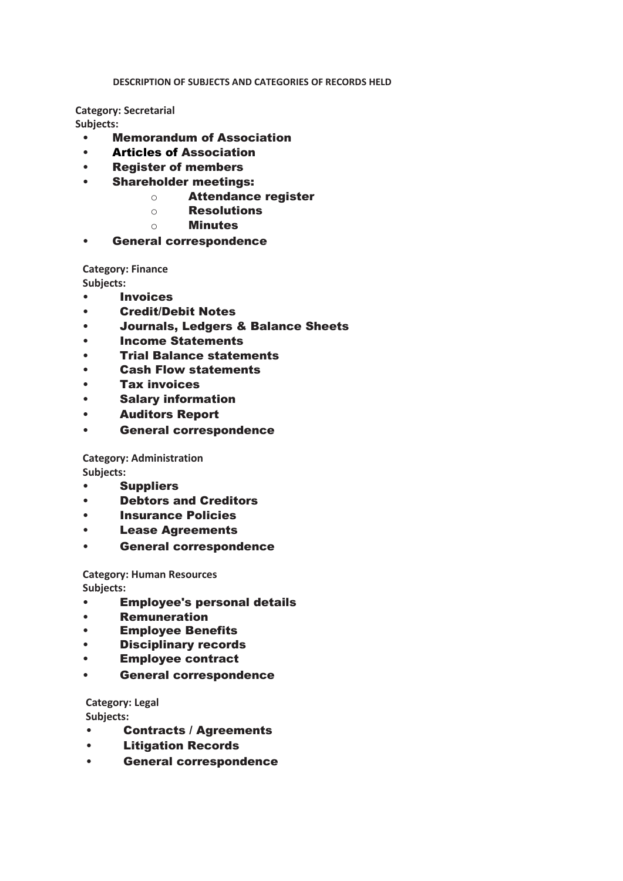**DESCRIPTION OF SUBJECTS AND CATEGORIES OF RECORDS HELD**

**Category: Secretarial**
**Subjects:**

- **Memorandum of Association**
- **Articles of Association**
- **Register of members**
- **Shareholder meetings:**
  - **Attendance register**
  - **Resolutions**
  - **Minutes**
- **General correspondence**

**Category: Finance**
**Subjects:**

- **Invoices**
- **Credit/Debit Notes**
- **Journals, Ledgers & Balance Sheets**
- **Income Statements**
- **Trial Balance statements**
- **Cash Flow statements**
- **Tax invoices**
- **Salary information**
- **Auditors Report**
- **General correspondence**

**Category: Administration**
**Subjects:**

- **Suppliers**
- **Debtors and Creditors**
- **Insurance Policies**
- **Lease Agreements**
- **General correspondence**

**Category: Human Resources**
**Subjects:**

- **Employee's personal details**
- **Remuneration**
- **Employee Benefits**
- **Disciplinary records**
- **Employee contract**
- **General correspondence**

**Category: Legal**
**Subjects:**

- **Contracts / Agreements**
- **Litigation Records**
- **General correspondence**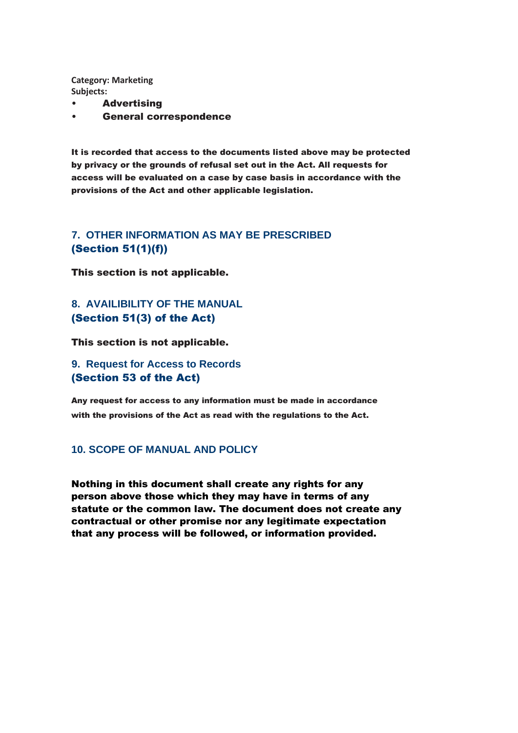**Category: Marketing**
**Subjects:**

- **Advertising**
- **General correspondence**

**It is recorded that access to the documents listed above may be protected by privacy or the grounds of refusal set out in the Act. All requests for access will be evaluated on a case by case basis in accordance with the provisions of the Act and other applicable legislation.**

## 7. OTHER INFORMATION AS MAY BE PRESCRIBED (Section 51(1)(f))

**This section is not applicable.**

## 8. AVAILIBILITY OF THE MANUAL (Section 51(3) of the Act)

**This section is not applicable.**

## 9. Request for Access to Records (Section 53 of the Act)

**Any request for access to any information must be made in accordance with the provisions of the Act as read with the regulations to the Act.**

## 10. SCOPE OF MANUAL AND POLICY

**Nothing in this document shall create any rights for any person above those which they may have in terms of any statute or the common law. The document does not create any contractual or other promise nor any legitimate expectation that any process will be followed, or information provided.**